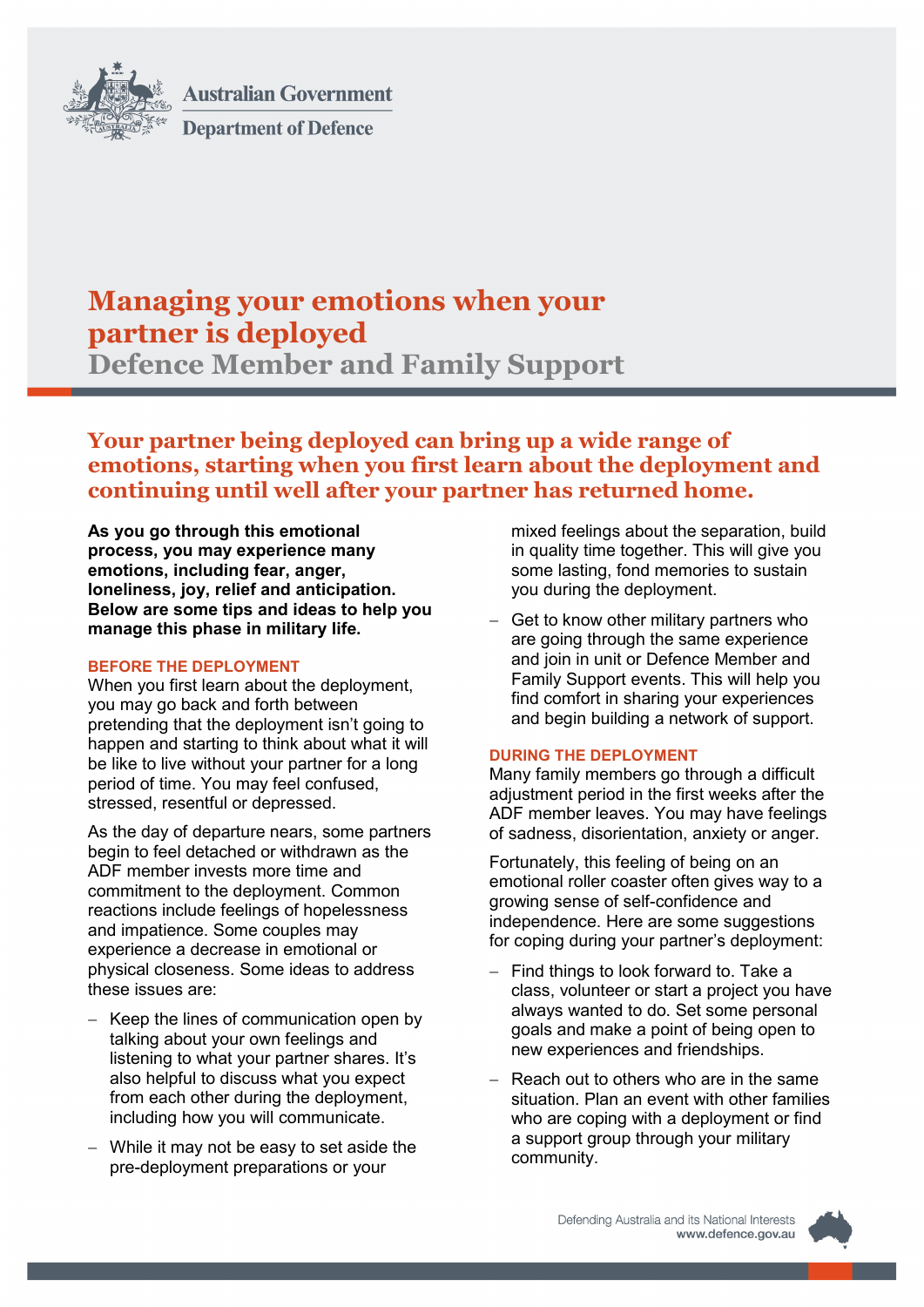Australian Government
Department of Defence

# Managing your emotions when your partner is deployed

## Defence Member and Family Support

## Your partner being deployed can bring up a wide range of emotions, starting when you first learn about the deployment and continuing until well after your partner has returned home.

**As you go through this emotional process, you may experience many emotions, including fear, anger, loneliness, joy, relief and anticipation. Below are some tips and ideas to help you manage this phase in military life.**

### BEFORE THE DEPLOYMENT

When you first learn about the deployment, you may go back and forth between pretending that the deployment isn't going to happen and starting to think about what it will be like to live without your partner for a long period of time. You may feel confused, stressed, resentful or depressed.

As the day of departure nears, some partners begin to feel detached or withdrawn as the ADF member invests more time and commitment to the deployment. Common reactions include feelings of hopelessness and impatience. Some couples may experience a decrease in emotional or physical closeness. Some ideas to address these issues are:

- Keep the lines of communication open by talking about your own feelings and listening to what your partner shares. It's also helpful to discuss what you expect from each other during the deployment, including how you will communicate.
- While it may not be easy to set aside the pre-deployment preparations or your mixed feelings about the separation, build in quality time together. This will give you some lasting, fond memories to sustain you during the deployment.
- Get to know other military partners who are going through the same experience and join in unit or Defence Member and Family Support events. This will help you find comfort in sharing your experiences and begin building a network of support.

### DURING THE DEPLOYMENT

Many family members go through a difficult adjustment period in the first weeks after the ADF member leaves. You may have feelings of sadness, disorientation, anxiety or anger.

Fortunately, this feeling of being on an emotional roller coaster often gives way to a growing sense of self-confidence and independence. Here are some suggestions for coping during your partner's deployment:

- Find things to look forward to. Take a class, volunteer or start a project you have always wanted to do. Set some personal goals and make a point of being open to new experiences and friendships.
- Reach out to others who are in the same situation. Plan an event with other families who are coping with a deployment or find a support group through your military community.

Defending Australia and its National Interests
www.defence.gov.au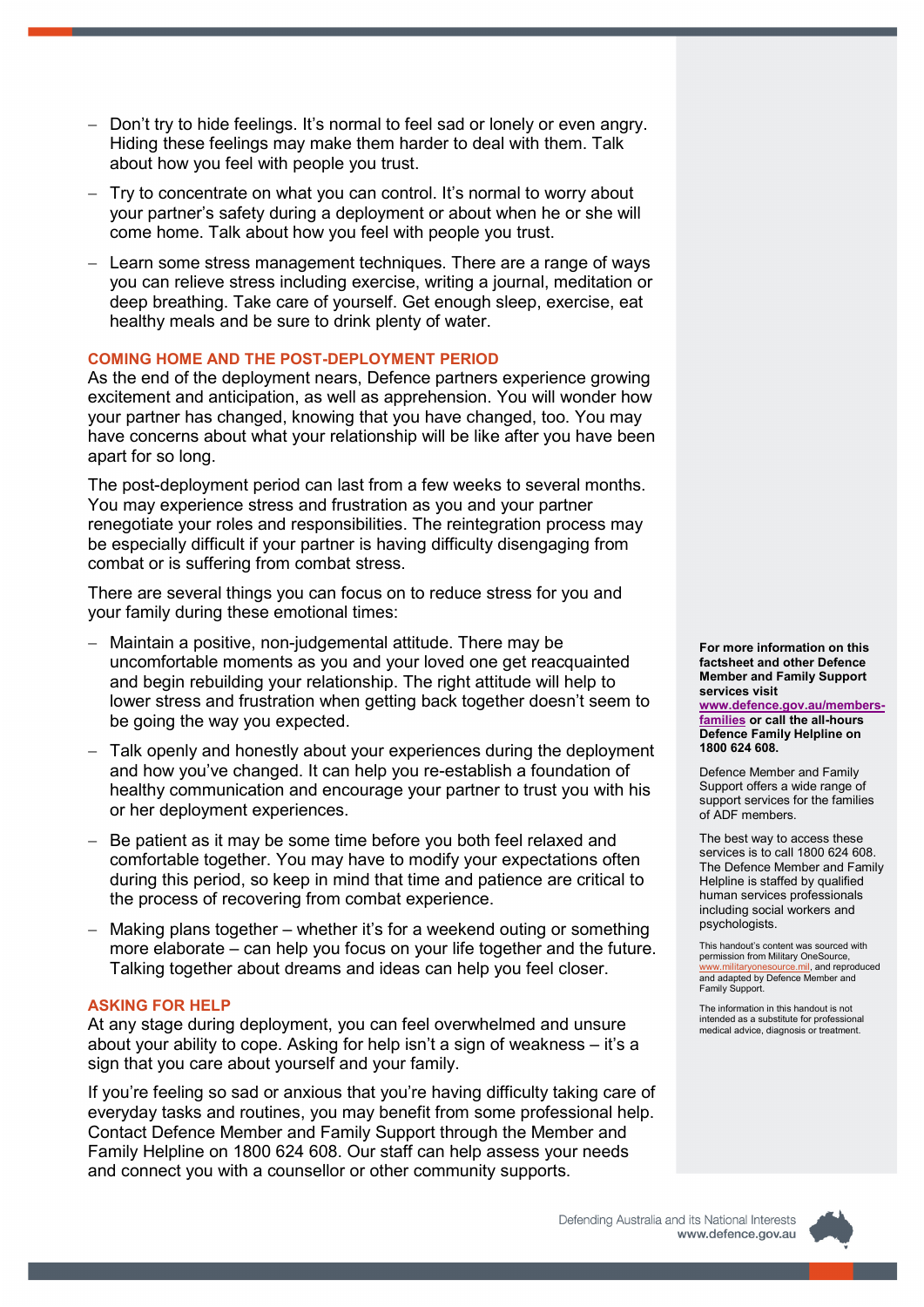- Don't try to hide feelings. It's normal to feel sad or lonely or even angry. Hiding these feelings may make them harder to deal with them. Talk about how you feel with people you trust.
- Try to concentrate on what you can control. It's normal to worry about your partner's safety during a deployment or about when he or she will come home. Talk about how you feel with people you trust.
- Learn some stress management techniques. There are a range of ways you can relieve stress including exercise, writing a journal, meditation or deep breathing. Take care of yourself. Get enough sleep, exercise, eat healthy meals and be sure to drink plenty of water.

## COMING HOME AND THE POST-DEPLOYMENT PERIOD

As the end of the deployment nears, Defence partners experience growing excitement and anticipation, as well as apprehension. You will wonder how your partner has changed, knowing that you have changed, too. You may have concerns about what your relationship will be like after you have been apart for so long.

The post-deployment period can last from a few weeks to several months. You may experience stress and frustration as you and your partner renegotiate your roles and responsibilities. The reintegration process may be especially difficult if your partner is having difficulty disengaging from combat or is suffering from combat stress.

There are several things you can focus on to reduce stress for you and your family during these emotional times:

- Maintain a positive, non-judgemental attitude. There may be uncomfortable moments as you and your loved one get reacquainted and begin rebuilding your relationship. The right attitude will help to lower stress and frustration when getting back together doesn't seem to be going the way you expected.
- Talk openly and honestly about your experiences during the deployment and how you've changed. It can help you re-establish a foundation of healthy communication and encourage your partner to trust you with his or her deployment experiences.
- Be patient as it may be some time before you both feel relaxed and comfortable together. You may have to modify your expectations often during this period, so keep in mind that time and patience are critical to the process of recovering from combat experience.
- Making plans together – whether it's for a weekend outing or something more elaborate – can help you focus on your life together and the future. Talking together about dreams and ideas can help you feel closer.

## ASKING FOR HELP

At any stage during deployment, you can feel overwhelmed and unsure about your ability to cope. Asking for help isn't a sign of weakness – it's a sign that you care about yourself and your family.

If you're feeling so sad or anxious that you're having difficulty taking care of everyday tasks and routines, you may benefit from some professional help. Contact Defence Member and Family Support through the Member and Family Helpline on 1800 624 608. Our staff can help assess your needs and connect you with a counsellor or other community supports.

**For more information on this factsheet and other Defence Member and Family Support services visit www.defence.gov.au/members-families or call the all-hours Defence Family Helpline on 1800 624 608.**

Defence Member and Family Support offers a wide range of support services for the families of ADF members.

The best way to access these services is to call 1800 624 608. The Defence Member and Family Helpline is staffed by qualified human services professionals including social workers and psychologists.

This handout's content was sourced with permission from Military OneSource, www.militaryonesource.mil, and reproduced and adapted by Defence Member and Family Support.

The information in this handout is not intended as a substitute for professional medical advice, diagnosis or treatment.